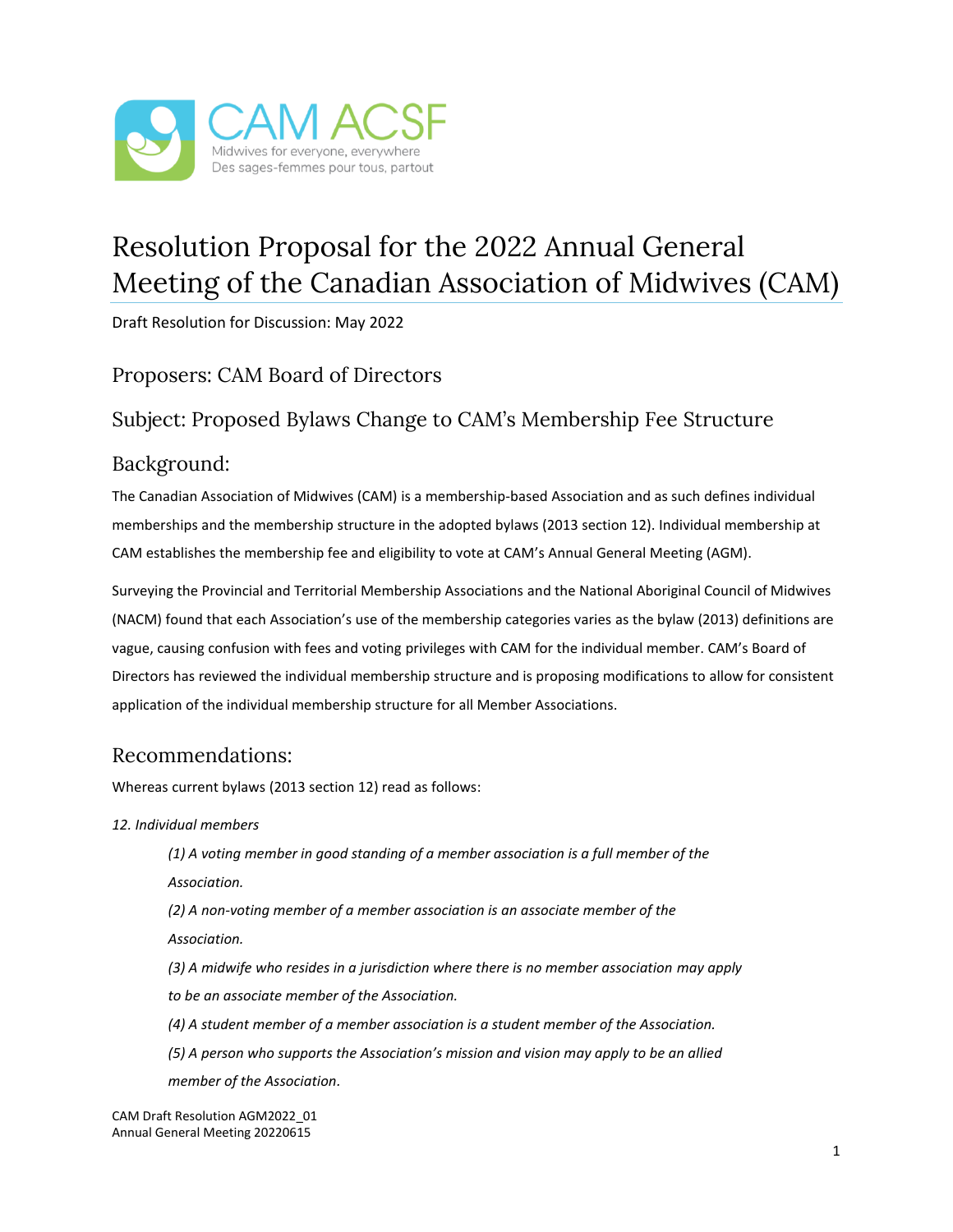# Resolution Proposal for the 2022 Annual General Meeting of the Canadian Association of Midwives (CAM)

Draft Resolution for Discussion: May 2022

## Proposers: CAM Board of Directors

## Subject: Proposed Bylaws Change to CAM's Membership Fee Structure

## Background:

The Canadian Association of Midwives (CAM) is a membership-based Association and as such defines individual memberships and the membership structure in the adopted bylaws (2013 section 12). Individual membership at CAM establishes the membership fee and eligibility to vote at CAM's Annual General Meeting (AGM).

Surveying the Provincial and Territorial Membership Associations and the National Aboriginal Council of Midwives (NACM) found that each Association's use of the membership categories varies as the bylaw (2013) definitions are vague, causing confusion with fees and voting privileges with CAM for the individual member. CAM's Board of Directors has reviewed the individual membership structure and is proposing modifications to allow for consistent application of the individual membership structure for all Member Associations.

## Recommendations:

Whereas current bylaws (2013 section 12) read as follows:

*12. Individual members*

> *(1) A voting member in good standing of a member association is a full member of the Association.*
>
> *(2) A non-voting member of a member association is an associate member of the Association.*
>
> *(3) A midwife who resides in a jurisdiction where there is no member association may apply to be an associate member of the Association.*
>
> *(4) A student member of a member association is a student member of the Association.*
>
> *(5) A person who supports the Association's mission and vision may apply to be an allied member of the Association.*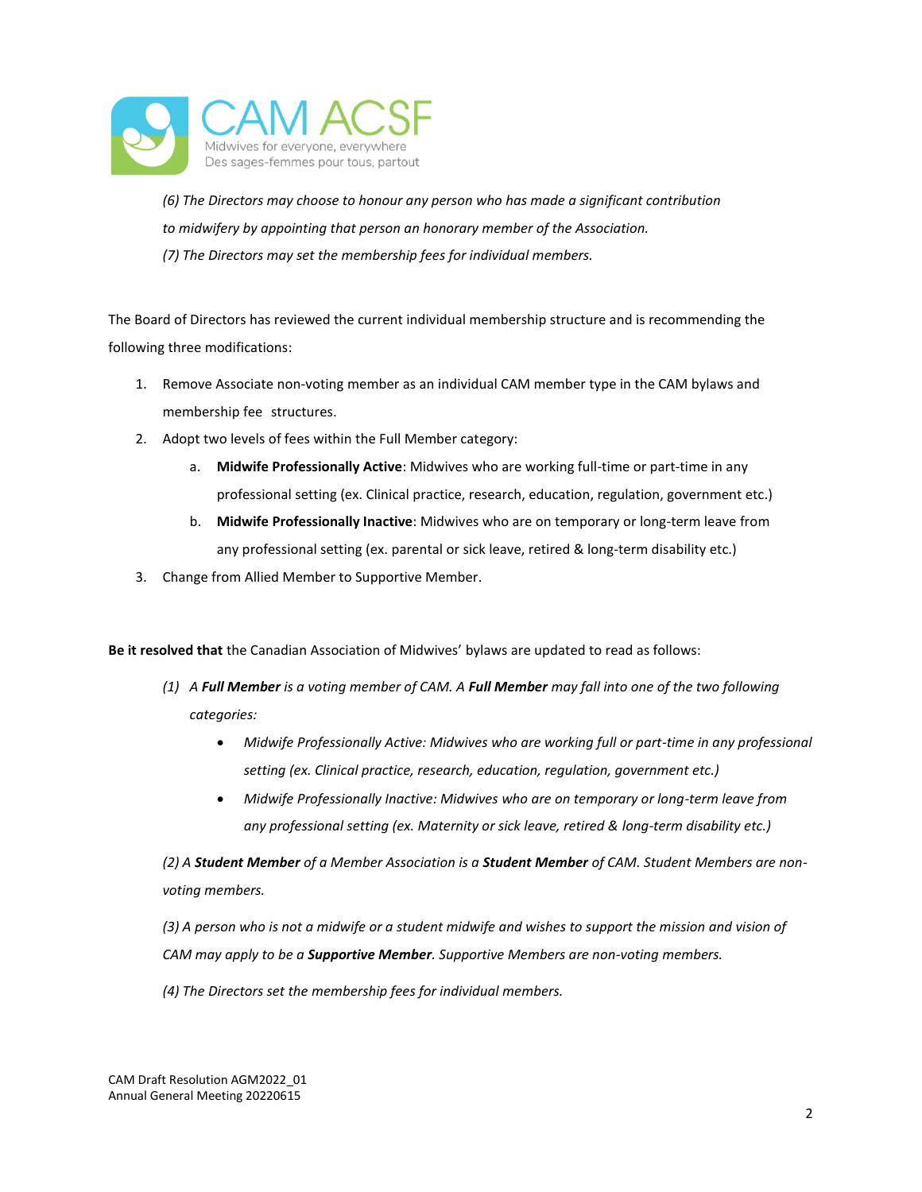*(6) The Directors may choose to honour any person who has made a significant contribution to midwifery by appointing that person an honorary member of the Association.*

*(7) The Directors may set the membership fees for individual members.*

The Board of Directors has reviewed the current individual membership structure and is recommending the following three modifications:

1. Remove Associate non-voting member as an individual CAM member type in the CAM bylaws and membership fee structures.
2. Adopt two levels of fees within the Full Member category:
   a. **Midwife Professionally Active**: Midwives who are working full-time or part-time in any professional setting (ex. Clinical practice, research, education, regulation, government etc.)
   b. **Midwife Professionally Inactive**: Midwives who are on temporary or long-term leave from any professional setting (ex. parental or sick leave, retired & long-term disability etc.)
3. Change from Allied Member to Supportive Member.

**Be it resolved that** the Canadian Association of Midwives' bylaws are updated to read as follows:

*(1) A **Full Member** is a voting member of CAM. A **Full Member** may fall into one of the two following categories:*

- *Midwife Professionally Active: Midwives who are working full or part-time in any professional setting (ex. Clinical practice, research, education, regulation, government etc.)*
- *Midwife Professionally Inactive: Midwives who are on temporary or long-term leave from any professional setting (ex. Maternity or sick leave, retired & long-term disability etc.)*

*(2) A **Student Member** of a Member Association is a **Student Member** of CAM. Student Members are non-voting members.*

*(3) A person who is not a midwife or a student midwife and wishes to support the mission and vision of CAM may apply to be a **Supportive Member**. Supportive Members are non-voting members.*

*(4) The Directors set the membership fees for individual members.*

CAM Draft Resolution AGM2022_01
Annual General Meeting 20220615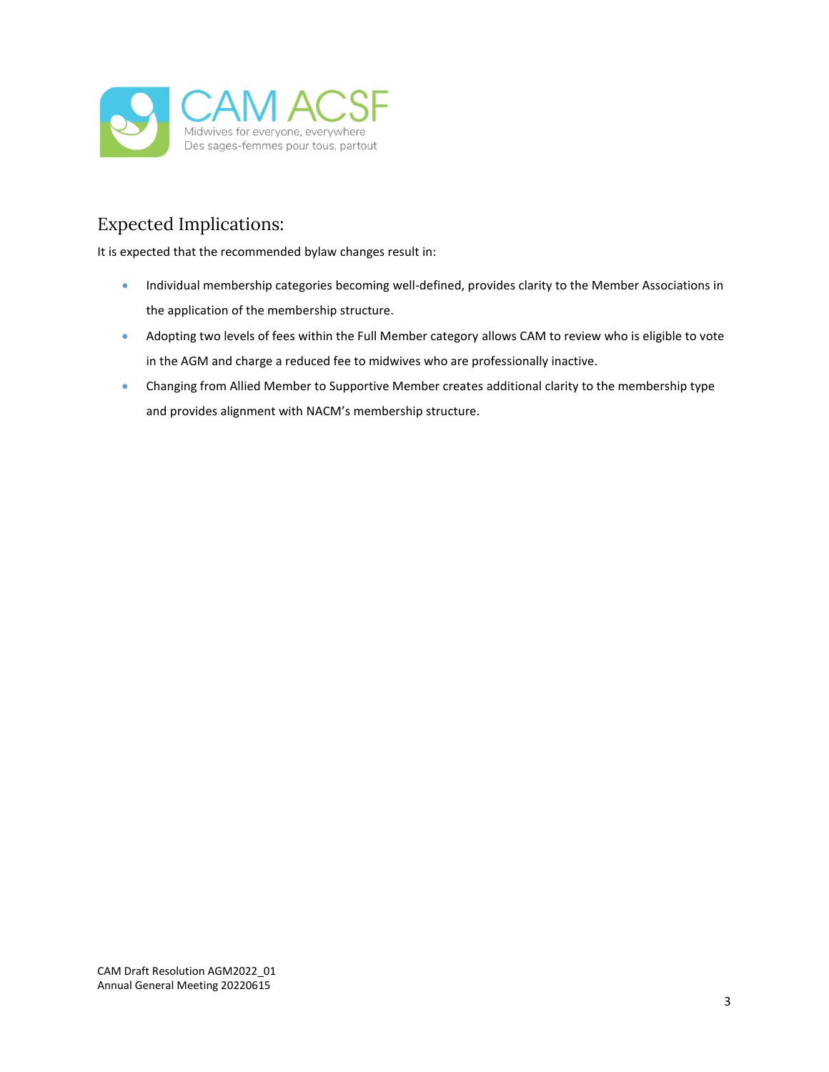## Expected Implications:

It is expected that the recommended bylaw changes result in:

- Individual membership categories becoming well-defined, provides clarity to the Member Associations in the application of the membership structure.
- Adopting two levels of fees within the Full Member category allows CAM to review who is eligible to vote in the AGM and charge a reduced fee to midwives who are professionally inactive.
- Changing from Allied Member to Supportive Member creates additional clarity to the membership type and provides alignment with NACM's membership structure.